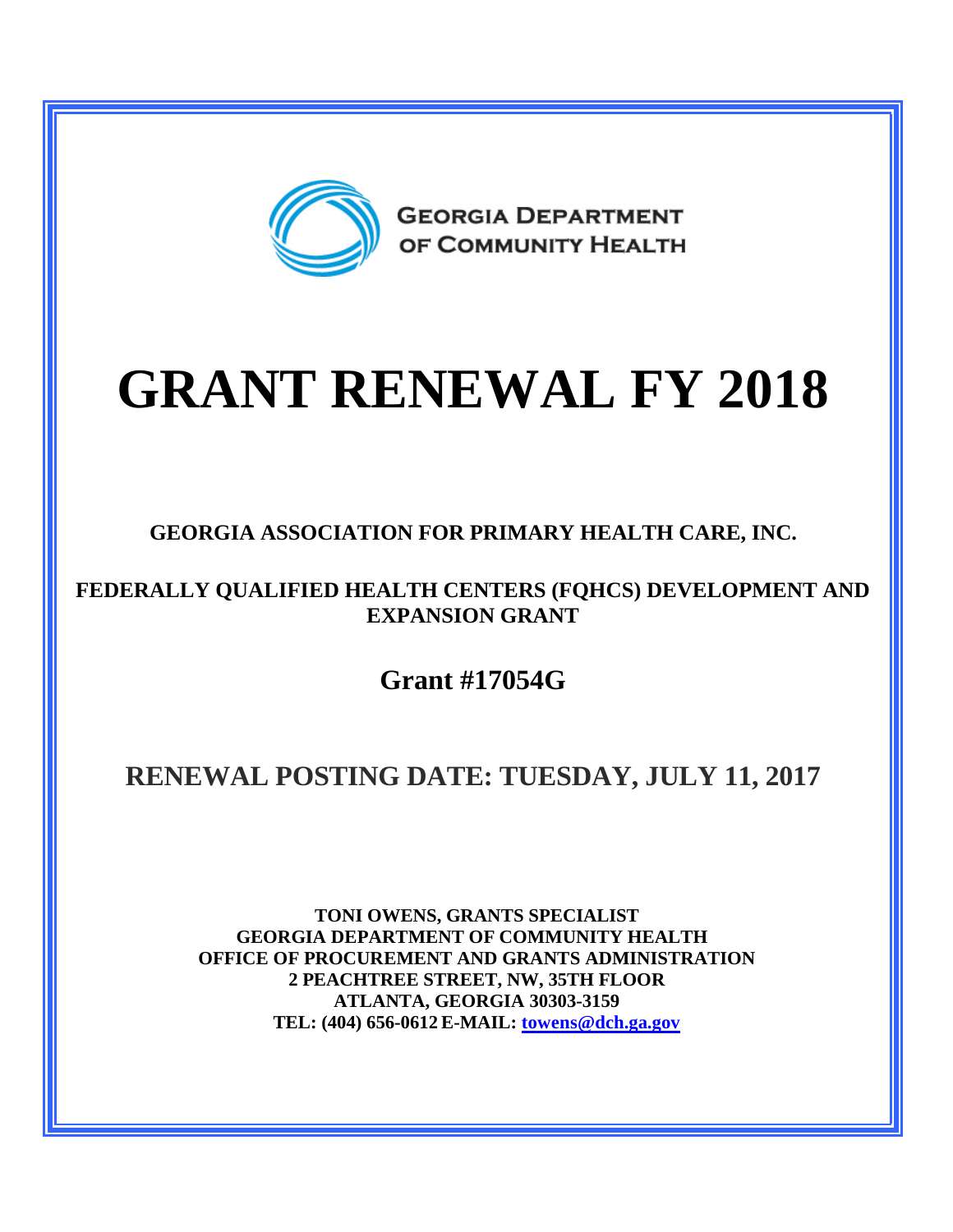GEORGIA DEPARTMENT OF COMMUNITY HEALTH

# GRANT RENEWAL FY 2018

**GEORGIA ASSOCIATION FOR PRIMARY HEALTH CARE, INC.**

**FEDERALLY QUALIFIED HEALTH CENTERS (FQHCS) DEVELOPMENT AND EXPANSION GRANT**

## Grant #17054G

## RENEWAL POSTING DATE: TUESDAY, JULY 11, 2017

**TONI OWENS, GRANTS SPECIALIST**
**GEORGIA DEPARTMENT OF COMMUNITY HEALTH**
**OFFICE OF PROCUREMENT AND GRANTS ADMINISTRATION**
**2 PEACHTREE STREET, NW, 35TH FLOOR**
**ATLANTA, GEORGIA 30303-3159**
**TEL: (404) 656-0612 E-MAIL: towens@dch.ga.gov**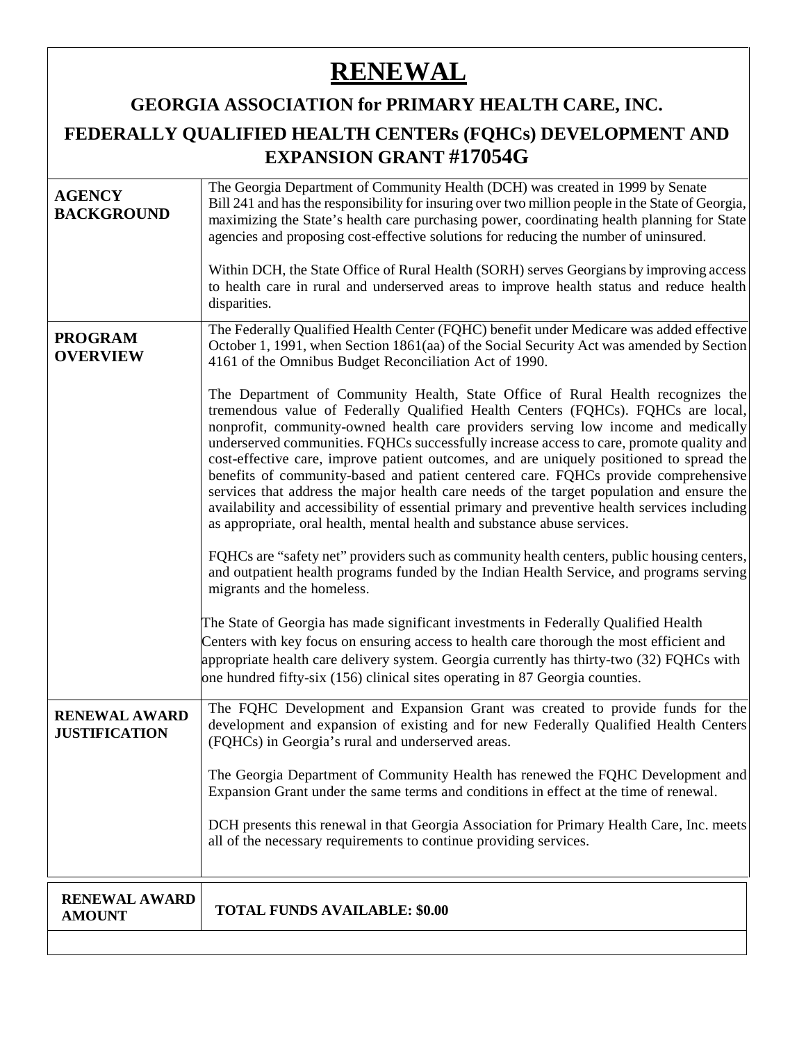# RENEWAL

## GEORGIA ASSOCIATION for PRIMARY HEALTH CARE, INC.

## FEDERALLY QUALIFIED HEALTH CENTERs (FQHCs) DEVELOPMENT AND EXPANSION GRANT #17054G

| | |
|---|---|
| **AGENCY BACKGROUND** | The Georgia Department of Community Health (DCH) was created in 1999 by Senate Bill 241 and has the responsibility for insuring over two million people in the State of Georgia, maximizing the State's health care purchasing power, coordinating health planning for State agencies and proposing cost-effective solutions for reducing the number of uninsured.<br><br>Within DCH, the State Office of Rural Health (SORH) serves Georgians by improving access to health care in rural and underserved areas to improve health status and reduce health disparities. |
| **PROGRAM OVERVIEW** | The Federally Qualified Health Center (FQHC) benefit under Medicare was added effective October 1, 1991, when Section 1861(aa) of the Social Security Act was amended by Section 4161 of the Omnibus Budget Reconciliation Act of 1990.<br><br>The Department of Community Health, State Office of Rural Health recognizes the tremendous value of Federally Qualified Health Centers (FQHCs). FQHCs are local, nonprofit, community-owned health care providers serving low income and medically underserved communities. FQHCs successfully increase access to care, promote quality and cost-effective care, improve patient outcomes, and are uniquely positioned to spread the benefits of community-based and patient centered care. FQHCs provide comprehensive services that address the major health care needs of the target population and ensure the availability and accessibility of essential primary and preventive health services including as appropriate, oral health, mental health and substance abuse services.<br><br>FQHCs are "safety net" providers such as community health centers, public housing centers, and outpatient health programs funded by the Indian Health Service, and programs serving migrants and the homeless.<br><br>The State of Georgia has made significant investments in Federally Qualified Health Centers with key focus on ensuring access to health care thorough the most efficient and appropriate health care delivery system. Georgia currently has thirty-two (32) FQHCs with one hundred fifty-six (156) clinical sites operating in 87 Georgia counties. |
| **RENEWAL AWARD JUSTIFICATION** | The FQHC Development and Expansion Grant was created to provide funds for the development and expansion of existing and for new Federally Qualified Health Centers (FQHCs) in Georgia's rural and underserved areas.<br><br>The Georgia Department of Community Health has renewed the FQHC Development and Expansion Grant under the same terms and conditions in effect at the time of renewal.<br><br>DCH presents this renewal in that Georgia Association for Primary Health Care, Inc. meets all of the necessary requirements to continue providing services. |
| **RENEWAL AWARD AMOUNT** | **TOTAL FUNDS AVAILABLE: $0.00** |